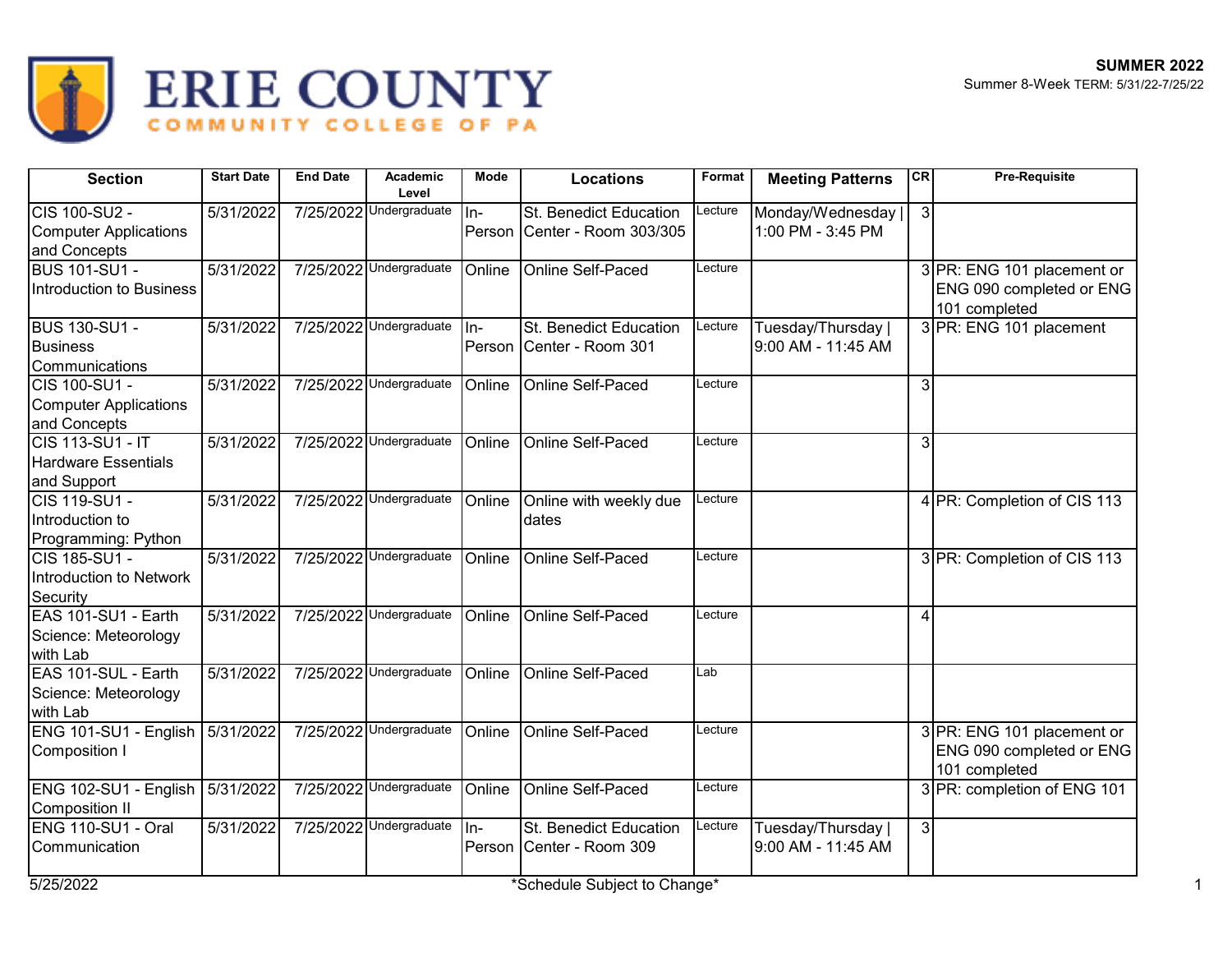# ERIE COUNTY COMMUNITY COLLEGE OF PA

**SUMMER 2022**
Summer 8-Week TERM: 5/31/22-7/25/22

| Section | Start Date | End Date | Academic Level | Mode | Locations | Format | Meeting Patterns | CR | Pre-Requisite |
|---|---|---|---|---|---|---|---|---|---|
| CIS 100-SU2 - Computer Applications and Concepts | 5/31/2022 | 7/25/2022 | Undergraduate | In-Person | St. Benedict Education Center - Room 303/305 | Lecture | Monday/Wednesday \| 1:00 PM - 3:45 PM | 3 | |
| BUS 101-SU1 - Introduction to Business | 5/31/2022 | 7/25/2022 | Undergraduate | Online | Online Self-Paced | Lecture | | 3 | PR: ENG 101 placement or ENG 090 completed or ENG 101 completed |
| BUS 130-SU1 - Business Communications | 5/31/2022 | 7/25/2022 | Undergraduate | In-Person | St. Benedict Education Center - Room 301 | Lecture | Tuesday/Thursday \| 9:00 AM - 11:45 AM | 3 | PR: ENG 101 placement |
| CIS 100-SU1 - Computer Applications and Concepts | 5/31/2022 | 7/25/2022 | Undergraduate | Online | Online Self-Paced | Lecture | | 3 | |
| CIS 113-SU1 - IT Hardware Essentials and Support | 5/31/2022 | 7/25/2022 | Undergraduate | Online | Online Self-Paced | Lecture | | 3 | |
| CIS 119-SU1 - Introduction to Programming: Python | 5/31/2022 | 7/25/2022 | Undergraduate | Online | Online with weekly due dates | Lecture | | 4 | PR: Completion of CIS 113 |
| CIS 185-SU1 - Introduction to Network Security | 5/31/2022 | 7/25/2022 | Undergraduate | Online | Online Self-Paced | Lecture | | 3 | PR: Completion of CIS 113 |
| EAS 101-SU1 - Earth Science: Meteorology with Lab | 5/31/2022 | 7/25/2022 | Undergraduate | Online | Online Self-Paced | Lecture | | 4 | |
| EAS 101-SUL - Earth Science: Meteorology with Lab | 5/31/2022 | 7/25/2022 | Undergraduate | Online | Online Self-Paced | Lab | | | |
| ENG 101-SU1 - English Composition I | 5/31/2022 | 7/25/2022 | Undergraduate | Online | Online Self-Paced | Lecture | | 3 | PR: ENG 101 placement or ENG 090 completed or ENG 101 completed |
| ENG 102-SU1 - English Composition II | 5/31/2022 | 7/25/2022 | Undergraduate | Online | Online Self-Paced | Lecture | | 3 | PR: completion of ENG 101 |
| ENG 110-SU1 - Oral Communication | 5/31/2022 | 7/25/2022 | Undergraduate | In-Person | St. Benedict Education Center - Room 309 | Lecture | Tuesday/Thursday \| 9:00 AM - 11:45 AM | 3 | |

5/25/2022 *Schedule Subject to Change*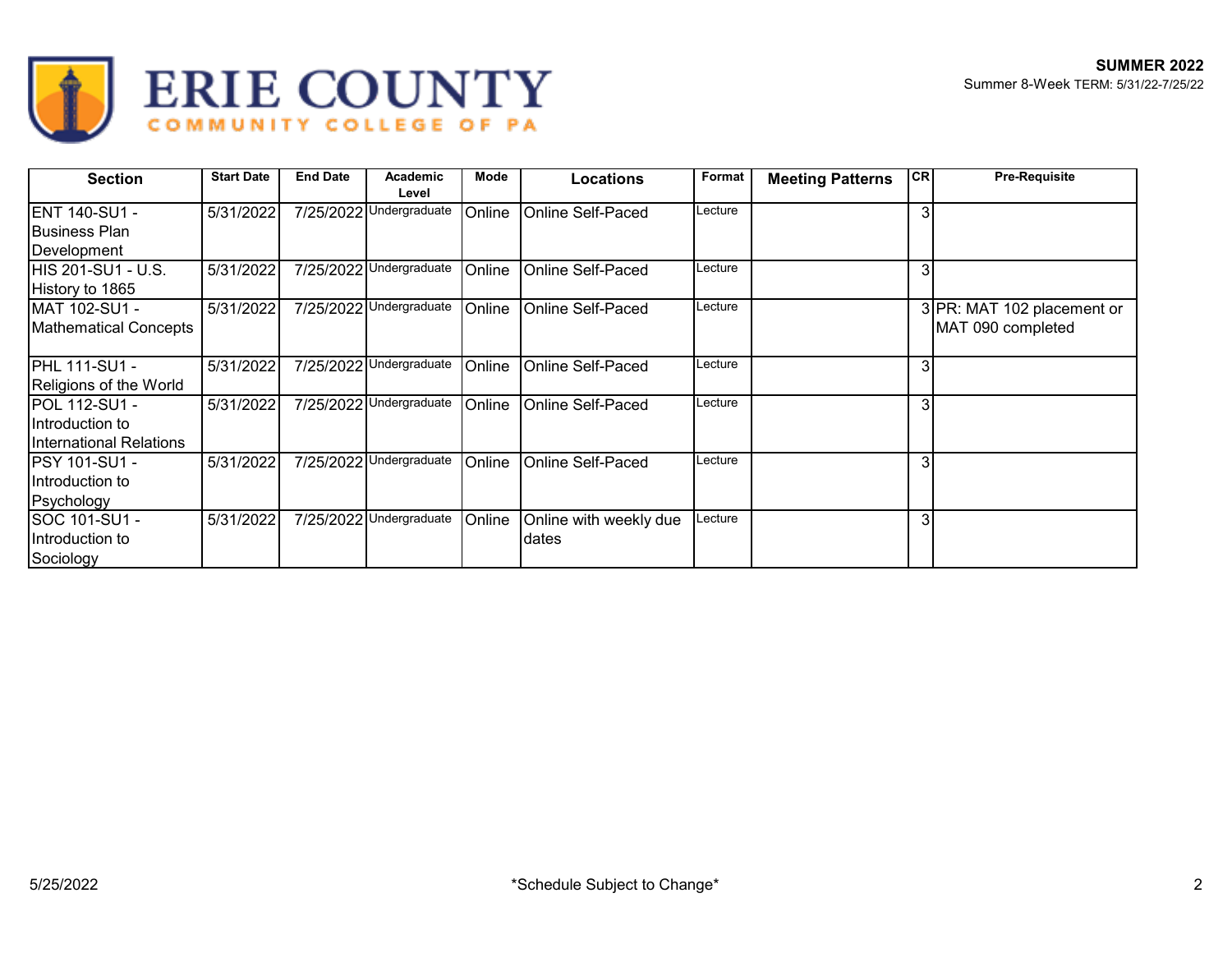# ERIE COUNTY COMMUNITY COLLEGE OF PA

**SUMMER 2022**
Summer 8-Week TERM: 5/31/22-7/25/22

| Section | Start Date | End Date | Academic Level | Mode | Locations | Format | Meeting Patterns | CR | Pre-Requisite |
|---|---|---|---|---|---|---|---|---|---|
| ENT 140-SU1 - Business Plan Development | 5/31/2022 | 7/25/2022 | Undergraduate | Online | Online Self-Paced | Lecture | | 3 | |
| HIS 201-SU1 - U.S. History to 1865 | 5/31/2022 | 7/25/2022 | Undergraduate | Online | Online Self-Paced | Lecture | | 3 | |
| MAT 102-SU1 - Mathematical Concepts | 5/31/2022 | 7/25/2022 | Undergraduate | Online | Online Self-Paced | Lecture | | 3 | PR: MAT 102 placement or MAT 090 completed |
| PHL 111-SU1 - Religions of the World | 5/31/2022 | 7/25/2022 | Undergraduate | Online | Online Self-Paced | Lecture | | 3 | |
| POL 112-SU1 - Introduction to International Relations | 5/31/2022 | 7/25/2022 | Undergraduate | Online | Online Self-Paced | Lecture | | 3 | |
| PSY 101-SU1 - Introduction to Psychology | 5/31/2022 | 7/25/2022 | Undergraduate | Online | Online Self-Paced | Lecture | | 3 | |
| SOC 101-SU1 - Introduction to Sociology | 5/31/2022 | 7/25/2022 | Undergraduate | Online | Online with weekly due dates | Lecture | | 3 | |

5/25/2022 *Schedule Subject to Change*